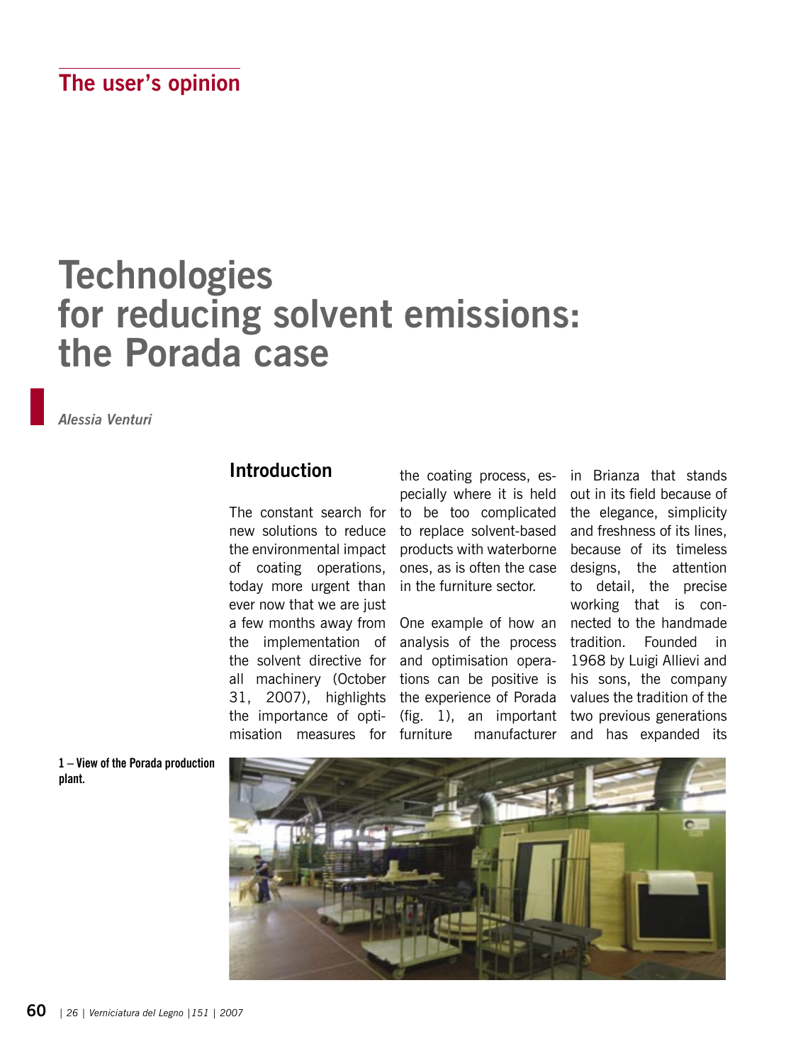The user's opinion

# Technologies for reducing solvent emissions: the Porada case

*Alessia Venturi*

## Introduction

The constant search for new solutions to reduce the environmental impact of coating operations, today more urgent than ever now that we are just a few months away from the implementation of the solvent directive for all machinery (October 31, 2007), highlights the importance of optimisation measures for the coating process, especially where it is held to be too complicated to replace solvent-based products with waterborne ones, as is often the case in the furniture sector.

One example of how an analysis of the process and optimisation operations can be positive is the experience of Porada (fig. 1), an important furniture manufacturer in Brianza that stands out in its field because of the elegance, simplicity and freshness of its lines, because of its timeless designs, the attention to detail, the precise working that is connected to the handmade tradition. Founded in 1968 by Luigi Allievi and his sons, the company values the tradition of the two previous generations and has expanded its

**1 – View of the Porada production plant.**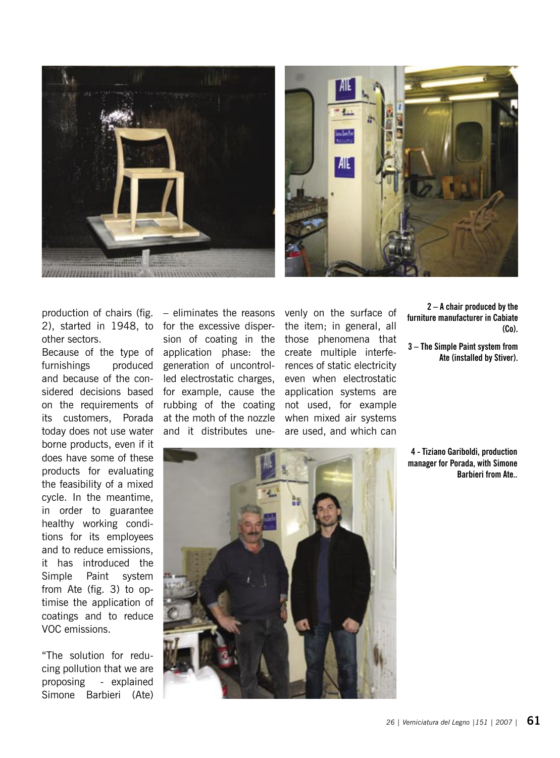production of chairs (fig. 2), started in 1948, to other sectors.

Because of the type of furnishings produced and because of the considered decisions based on the requirements of its customers, Porada today does not use water borne products, even if it does have some of these products for evaluating the feasibility of a mixed cycle. In the meantime, in order to guarantee healthy working conditions for its employees and to reduce emissions, it has introduced the Simple Paint system from Ate (fig. 3) to optimise the application of coatings and to reduce VOC emissions.

"The solution for reducing pollution that we are proposing - explained Simone Barbieri (Ate) – eliminates the reasons for the excessive dispersion of coating in the application phase: the generation of uncontrolled electrostatic charges, for example, cause the rubbing of the coating at the moth of the nozzle and it distributes unevenly on the surface of the item; in general, all those phenomena that create multiple interferences of static electricity even when electrostatic application systems are not used, for example when mixed air systems are used, and which can

**2 – A chair produced by the furniture manufacturer in Cabiate (Co).**

**3 – The Simple Paint system from Ate (installed by Stiver).**

**4 - Tiziano Gariboldi, production manager for Porada, with Simone Barbieri from Ate..**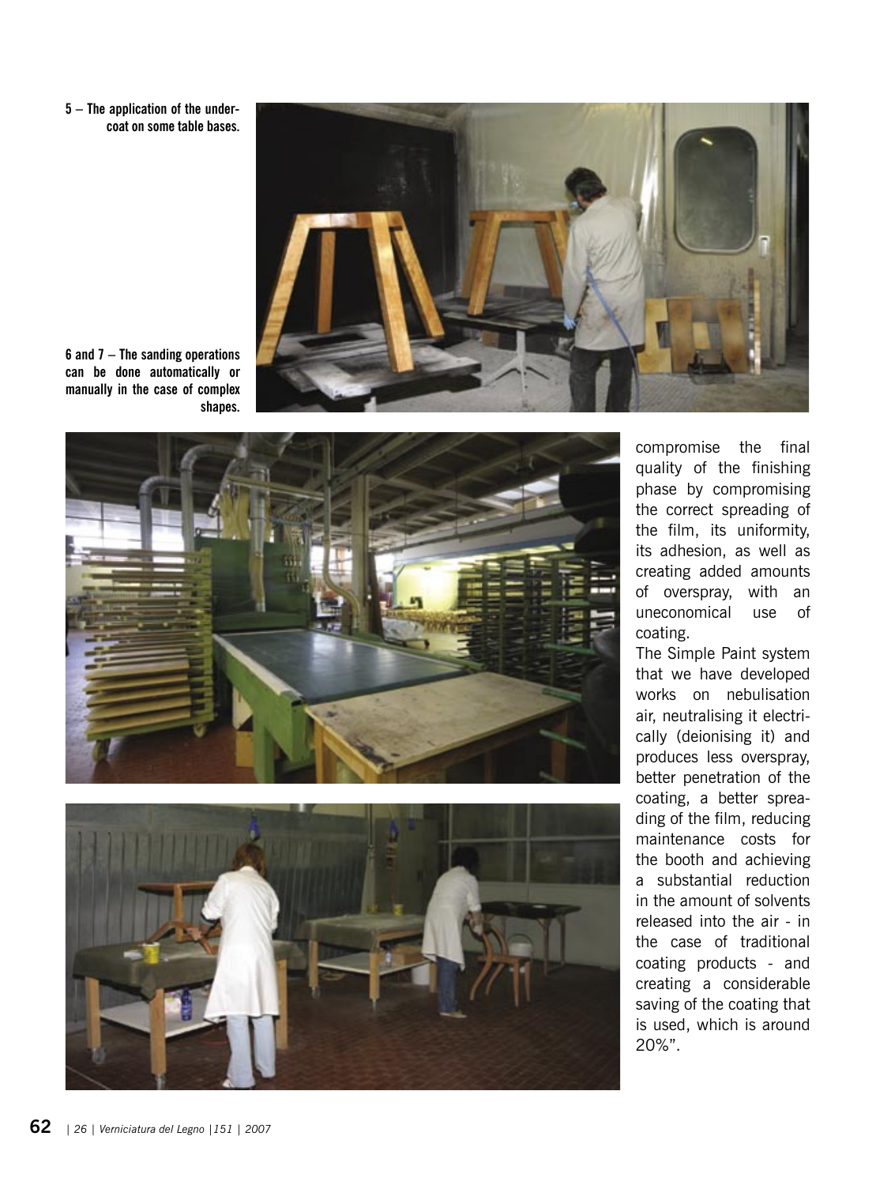5 – The application of the undercoat on some table bases.

6 and 7 – The sanding operations can be done automatically or manually in the case of complex shapes.

compromise the final quality of the finishing phase by compromising the correct spreading of the film, its uniformity, its adhesion, as well as creating added amounts of overspray, with an uneconomical use of coating.

The Simple Paint system that we have developed works on nebulisation air, neutralising it electrically (deionising it) and produces less overspray, better penetration of the coating, a better spreading of the film, reducing maintenance costs for the booth and achieving a substantial reduction in the amount of solvents released into the air - in the case of traditional coating products - and creating a considerable saving of the coating that is used, which is around 20%".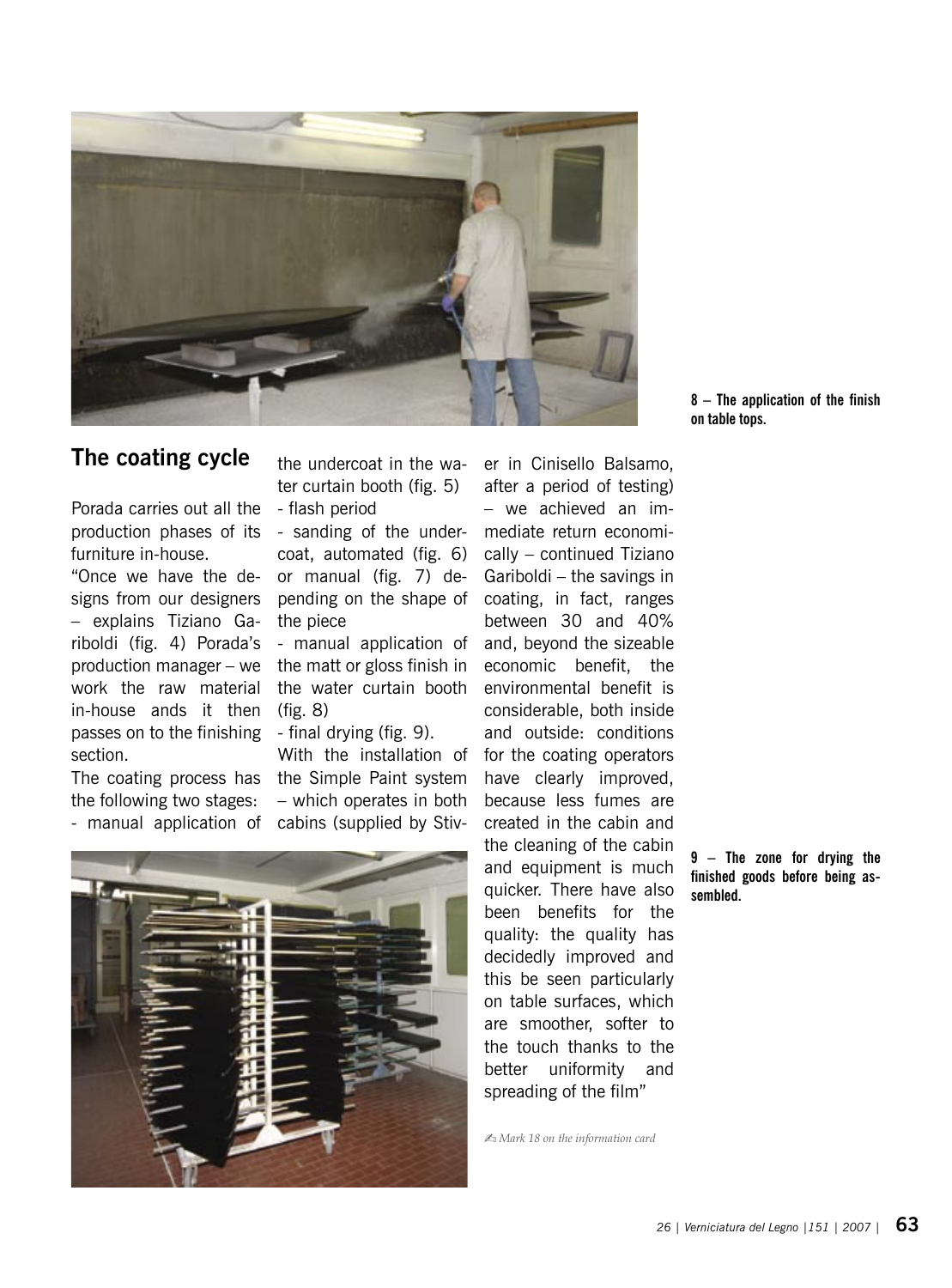8 – The application of the finish on table tops.

## The coating cycle

Porada carries out all the production phases of its furniture in-house.

"Once we have the designs from our designers – explains Tiziano Gariboldi (fig. 4) Porada's production manager – we work the raw material in-house ands it then passes on to the finishing section.

The coating process has the following two stages:

- manual application of the undercoat in the water curtain booth (fig. 5)
- flash period
- sanding of the undercoat, automated (fig. 6) or manual (fig. 7) depending on the shape of the piece
- manual application of the matt or gloss finish in the water curtain booth (fig. 8)
- final drying (fig. 9).

With the installation of the Simple Paint system – which operates in both cabins (supplied by Stiver in Cinisello Balsamo, after a period of testing) – we achieved an immediate return economically – continued Tiziano Gariboldi – the savings in coating, in fact, ranges between 30 and 40% and, beyond the sizeable economic benefit, the environmental benefit is considerable, both inside and outside: conditions for the coating operators have clearly improved, because less fumes are created in the cabin and the cleaning of the cabin and equipment is much quicker. There have also been benefits for the quality: the quality has decidedly improved and this be seen particularly on table surfaces, which are smoother, softer to the touch thanks to the better uniformity and spreading of the film"

*Mark 18 on the information card*

9 – The zone for drying the finished goods before being assembled.